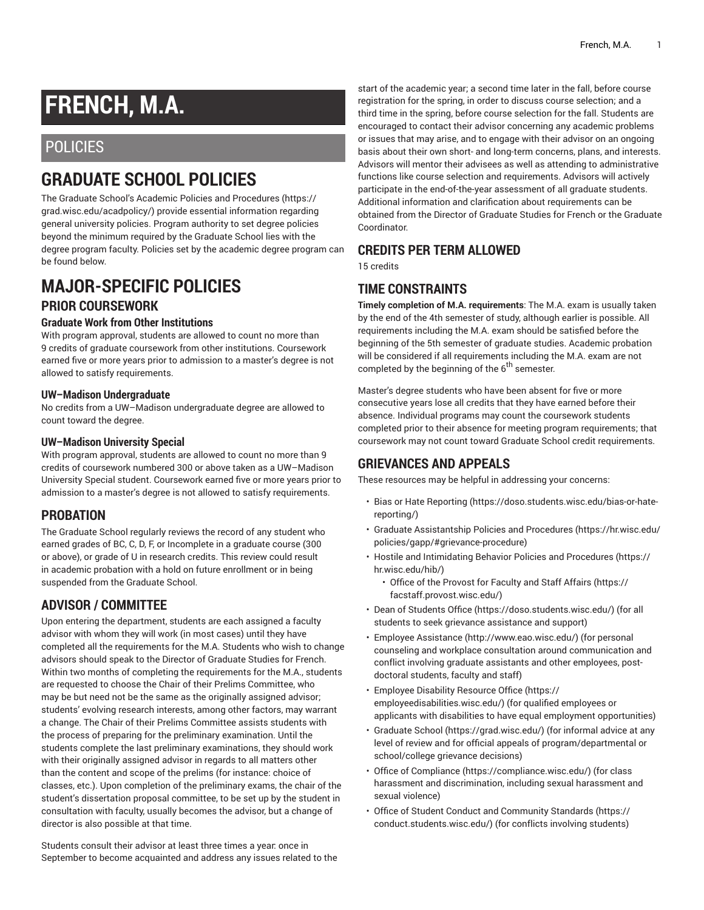# FRENCH, M.A.

## POLICIES

## GRADUATE SCHOOL POLICIES

The Graduate School's Academic Policies and Procedures (https://grad.wisc.edu/acadpolicy/) provide essential information regarding general university policies. Program authority to set degree policies beyond the minimum required by the Graduate School lies with the degree program faculty. Policies set by the academic degree program can be found below.

## MAJOR-SPECIFIC POLICIES

### PRIOR COURSEWORK

#### Graduate Work from Other Institutions

With program approval, students are allowed to count no more than 9 credits of graduate coursework from other institutions. Coursework earned five or more years prior to admission to a master's degree is not allowed to satisfy requirements.

#### UW–Madison Undergraduate

No credits from a UW–Madison undergraduate degree are allowed to count toward the degree.

#### UW–Madison University Special

With program approval, students are allowed to count no more than 9 credits of coursework numbered 300 or above taken as a UW–Madison University Special student. Coursework earned five or more years prior to admission to a master's degree is not allowed to satisfy requirements.

### PROBATION

The Graduate School regularly reviews the record of any student who earned grades of BC, C, D, F, or Incomplete in a graduate course (300 or above), or grade of U in research credits. This review could result in academic probation with a hold on future enrollment or in being suspended from the Graduate School.

### ADVISOR / COMMITTEE

Upon entering the department, students are each assigned a faculty advisor with whom they will work (in most cases) until they have completed all the requirements for the M.A. Students who wish to change advisors should speak to the Director of Graduate Studies for French. Within two months of completing the requirements for the M.A., students are requested to choose the Chair of their Prelims Committee, who may be but need not be the same as the originally assigned advisor; students' evolving research interests, among other factors, may warrant a change. The Chair of their Prelims Committee assists students with the process of preparing for the preliminary examination. Until the students complete the last preliminary examinations, they should work with their originally assigned advisor in regards to all matters other than the content and scope of the prelims (for instance: choice of classes, etc.). Upon completion of the preliminary exams, the chair of the student's dissertation proposal committee, to be set up by the student in consultation with faculty, usually becomes the advisor, but a change of director is also possible at that time.

Students consult their advisor at least three times a year: once in September to become acquainted and address any issues related to the start of the academic year; a second time later in the fall, before course registration for the spring, in order to discuss course selection; and a third time in the spring, before course selection for the fall. Students are encouraged to contact their advisor concerning any academic problems or issues that may arise, and to engage with their advisor on an ongoing basis about their own short- and long-term concerns, plans, and interests. Advisors will mentor their advisees as well as attending to administrative functions like course selection and requirements. Advisors will actively participate in the end-of-the-year assessment of all graduate students. Additional information and clarification about requirements can be obtained from the Director of Graduate Studies for French or the Graduate Coordinator.

### CREDITS PER TERM ALLOWED

15 credits

### TIME CONSTRAINTS

**Timely completion of M.A. requirements**: The M.A. exam is usually taken by the end of the 4th semester of study, although earlier is possible. All requirements including the M.A. exam should be satisfied before the beginning of the 5th semester of graduate studies. Academic probation will be considered if all requirements including the M.A. exam are not completed by the beginning of the 6th semester.

Master's degree students who have been absent for five or more consecutive years lose all credits that they have earned before their absence. Individual programs may count the coursework students completed prior to their absence for meeting program requirements; that coursework may not count toward Graduate School credit requirements.

### GRIEVANCES AND APPEALS

These resources may be helpful in addressing your concerns:

- Bias or Hate Reporting (https://doso.students.wisc.edu/bias-or-hate-reporting/)
- Graduate Assistantship Policies and Procedures (https://hr.wisc.edu/policies/gapp/#grievance-procedure)
- Hostile and Intimidating Behavior Policies and Procedures (https://hr.wisc.edu/hib/)
  - Office of the Provost for Faculty and Staff Affairs (https://facstaff.provost.wisc.edu/)
- Dean of Students Office (https://doso.students.wisc.edu/) (for all students to seek grievance assistance and support)
- Employee Assistance (http://www.eao.wisc.edu/) (for personal counseling and workplace consultation around communication and conflict involving graduate assistants and other employees, post-doctoral students, faculty and staff)
- Employee Disability Resource Office (https://employeedisabilities.wisc.edu/) (for qualified employees or applicants with disabilities to have equal employment opportunities)
- Graduate School (https://grad.wisc.edu/) (for informal advice at any level of review and for official appeals of program/departmental or school/college grievance decisions)
- Office of Compliance (https://compliance.wisc.edu/) (for class harassment and discrimination, including sexual harassment and sexual violence)
- Office of Student Conduct and Community Standards (https://conduct.students.wisc.edu/) (for conflicts involving students)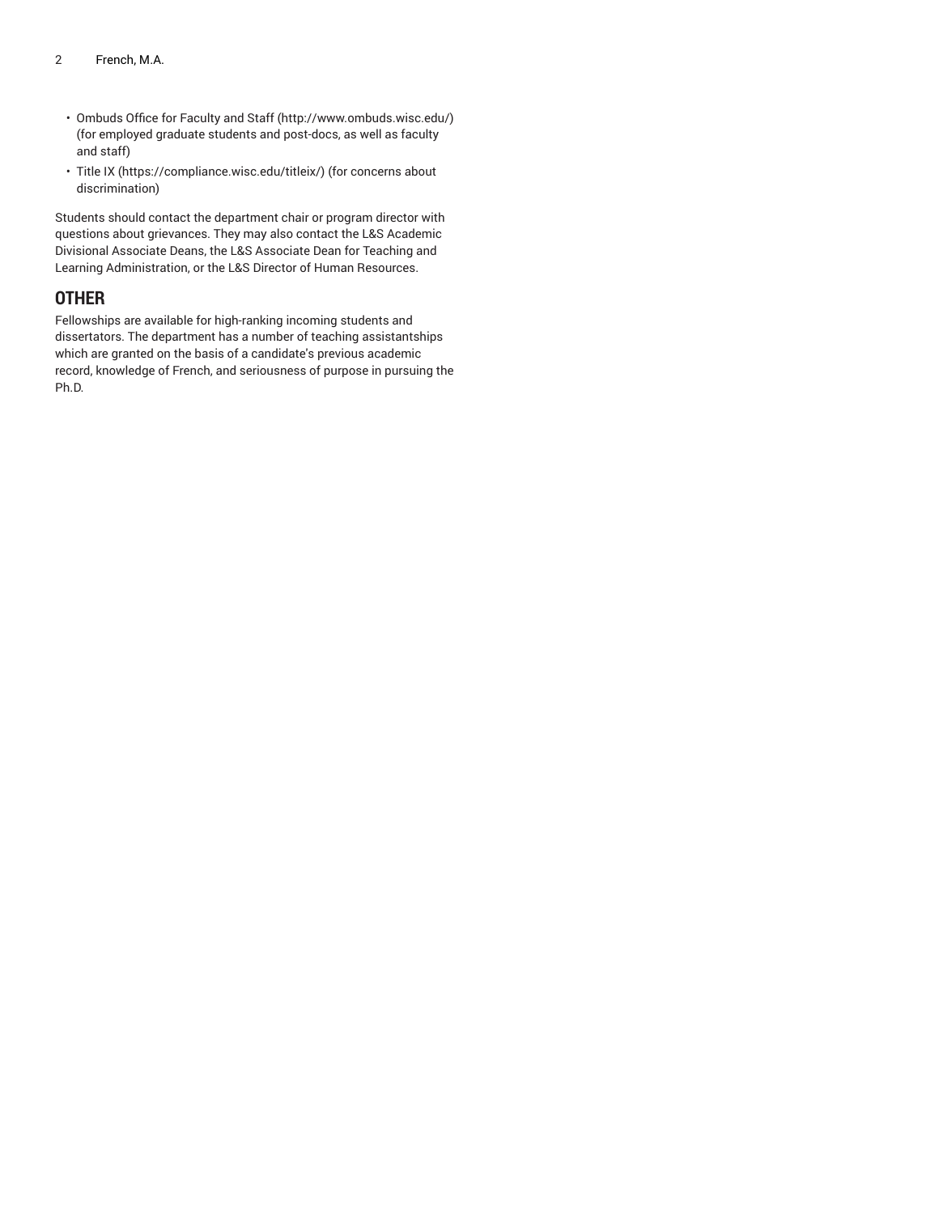- Ombuds Office for Faculty and Staff (http://www.ombuds.wisc.edu/) (for employed graduate students and post-docs, as well as faculty and staff)
- Title IX (https://compliance.wisc.edu/titleix/) (for concerns about discrimination)

Students should contact the department chair or program director with questions about grievances. They may also contact the L&S Academic Divisional Associate Deans, the L&S Associate Dean for Teaching and Learning Administration, or the L&S Director of Human Resources.

## OTHER

Fellowships are available for high-ranking incoming students and dissertators. The department has a number of teaching assistantships which are granted on the basis of a candidate's previous academic record, knowledge of French, and seriousness of purpose in pursuing the Ph.D.